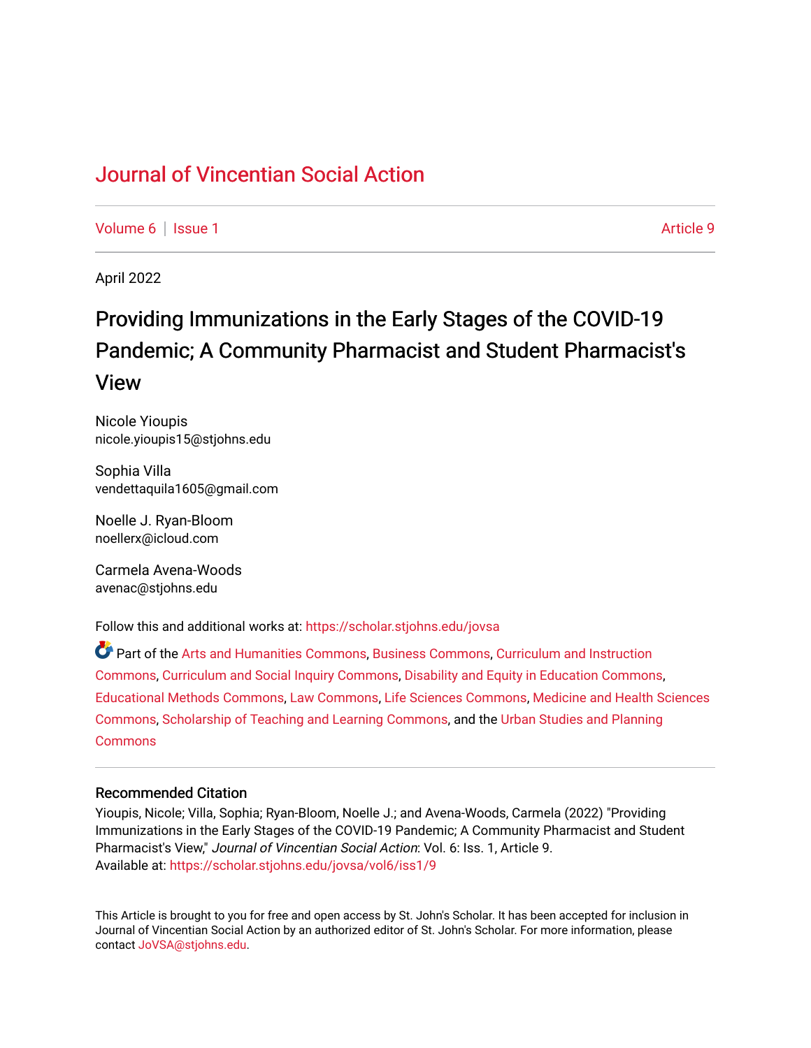# Journal of Vincentian Social Action

Volume 6 | Issue 1 — Article 9

April 2022

## Providing Immunizations in the Early Stages of the COVID-19 Pandemic; A Community Pharmacist and Student Pharmacist's View

Nicole Yioupis
nicole.yioupis15@stjohns.edu

Sophia Villa
vendettaquila1605@gmail.com

Noelle J. Ryan-Bloom
noellerx@icloud.com

Carmela Avena-Woods
avenac@stjohns.edu

Follow this and additional works at: https://scholar.stjohns.edu/jovsa

Part of the Arts and Humanities Commons, Business Commons, Curriculum and Instruction Commons, Curriculum and Social Inquiry Commons, Disability and Equity in Education Commons, Educational Methods Commons, Law Commons, Life Sciences Commons, Medicine and Health Sciences Commons, Scholarship of Teaching and Learning Commons, and the Urban Studies and Planning Commons

### Recommended Citation

Yioupis, Nicole; Villa, Sophia; Ryan-Bloom, Noelle J.; and Avena-Woods, Carmela (2022) "Providing Immunizations in the Early Stages of the COVID-19 Pandemic; A Community Pharmacist and Student Pharmacist's View," *Journal of Vincentian Social Action*: Vol. 6: Iss. 1, Article 9.
Available at: https://scholar.stjohns.edu/jovsa/vol6/iss1/9

This Article is brought to you for free and open access by St. John's Scholar. It has been accepted for inclusion in Journal of Vincentian Social Action by an authorized editor of St. John's Scholar. For more information, please contact JoVSA@stjohns.edu.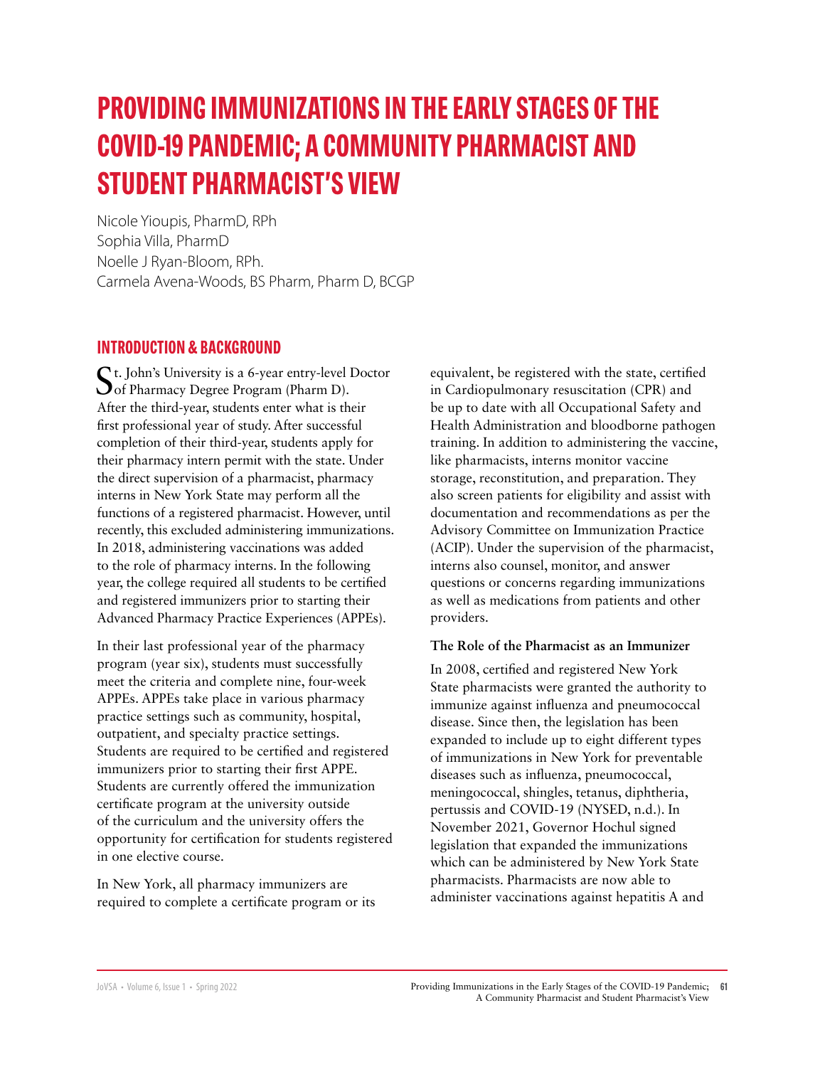# PROVIDING IMMUNIZATIONS IN THE EARLY STAGES OF THE COVID-19 PANDEMIC; A COMMUNITY PHARMACIST AND STUDENT PHARMACIST'S VIEW

Nicole Yioupis, PharmD, RPh
Sophia Villa, PharmD
Noelle J Ryan-Bloom, RPh.
Carmela Avena-Woods, BS Pharm, Pharm D, BCGP

## INTRODUCTION & BACKGROUND

St. John's University is a 6-year entry-level Doctor of Pharmacy Degree Program (Pharm D). After the third-year, students enter what is their first professional year of study. After successful completion of their third-year, students apply for their pharmacy intern permit with the state. Under the direct supervision of a pharmacist, pharmacy interns in New York State may perform all the functions of a registered pharmacist. However, until recently, this excluded administering immunizations. In 2018, administering vaccinations was added to the role of pharmacy interns. In the following year, the college required all students to be certified and registered immunizers prior to starting their Advanced Pharmacy Practice Experiences (APPEs).

In their last professional year of the pharmacy program (year six), students must successfully meet the criteria and complete nine, four-week APPEs. APPEs take place in various pharmacy practice settings such as community, hospital, outpatient, and specialty practice settings. Students are required to be certified and registered immunizers prior to starting their first APPE. Students are currently offered the immunization certificate program at the university outside of the curriculum and the university offers the opportunity for certification for students registered in one elective course.

In New York, all pharmacy immunizers are required to complete a certificate program or its equivalent, be registered with the state, certified in Cardiopulmonary resuscitation (CPR) and be up to date with all Occupational Safety and Health Administration and bloodborne pathogen training. In addition to administering the vaccine, like pharmacists, interns monitor vaccine storage, reconstitution, and preparation. They also screen patients for eligibility and assist with documentation and recommendations as per the Advisory Committee on Immunization Practice (ACIP). Under the supervision of the pharmacist, interns also counsel, monitor, and answer questions or concerns regarding immunizations as well as medications from patients and other providers.

**The Role of the Pharmacist as an Immunizer**

In 2008, certified and registered New York State pharmacists were granted the authority to immunize against influenza and pneumococcal disease. Since then, the legislation has been expanded to include up to eight different types of immunizations in New York for preventable diseases such as influenza, pneumococcal, meningococcal, shingles, tetanus, diphtheria, pertussis and COVID-19 (NYSED, n.d.). In November 2021, Governor Hochul signed legislation that expanded the immunizations which can be administered by New York State pharmacists. Pharmacists are now able to administer vaccinations against hepatitis A and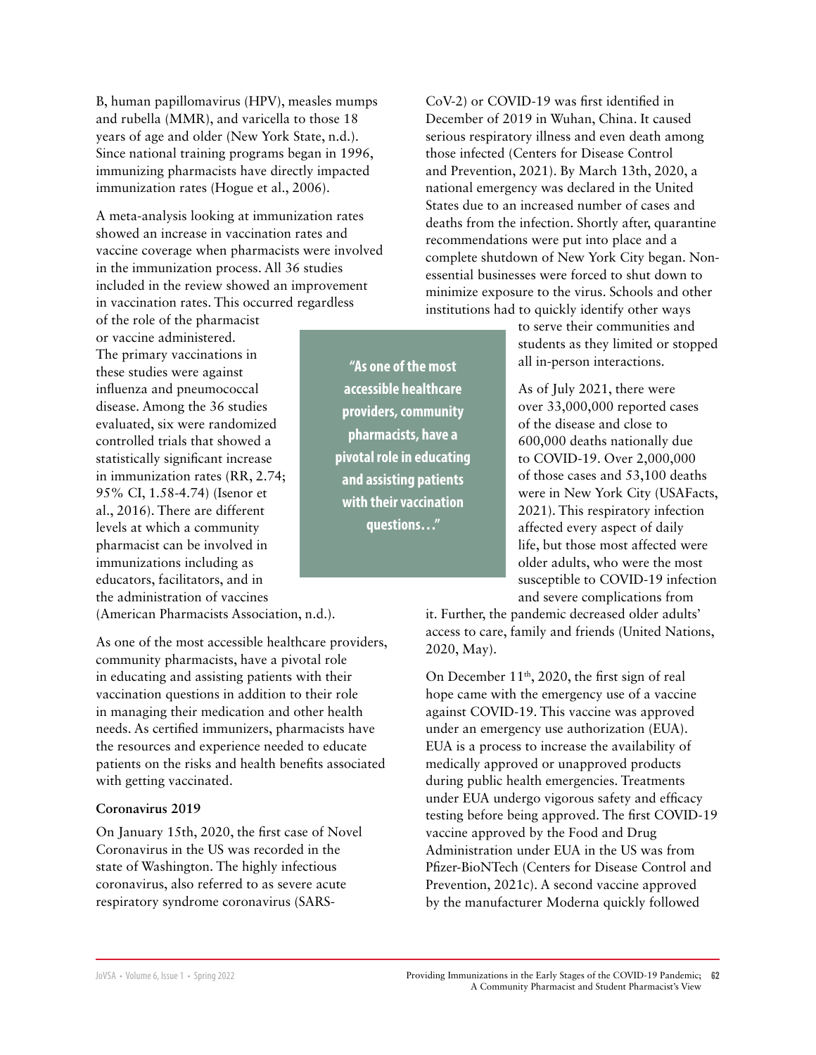B, human papillomavirus (HPV), measles mumps and rubella (MMR), and varicella to those 18 years of age and older (New York State, n.d.). Since national training programs began in 1996, immunizing pharmacists have directly impacted immunization rates (Hogue et al., 2006).

A meta-analysis looking at immunization rates showed an increase in vaccination rates and vaccine coverage when pharmacists were involved in the immunization process. All 36 studies included in the review showed an improvement in vaccination rates. This occurred regardless of the role of the pharmacist or vaccine administered. The primary vaccinations in these studies were against influenza and pneumococcal disease. Among the 36 studies evaluated, six were randomized controlled trials that showed a statistically significant increase in immunization rates (RR, 2.74; 95% CI, 1.58-4.74) (Isenor et al., 2016). There are different levels at which a community pharmacist can be involved in immunizations including as educators, facilitators, and in the administration of vaccines (American Pharmacists Association, n.d.).

> **"As one of the most accessible healthcare providers, community pharmacists, have a pivotal role in educating and assisting patients with their vaccination questions…"**

As one of the most accessible healthcare providers, community pharmacists, have a pivotal role in educating and assisting patients with their vaccination questions in addition to their role in managing their medication and other health needs. As certified immunizers, pharmacists have the resources and experience needed to educate patients on the risks and health benefits associated with getting vaccinated.

**Coronavirus 2019**

On January 15th, 2020, the first case of Novel Coronavirus in the US was recorded in the state of Washington. The highly infectious coronavirus, also referred to as severe acute respiratory syndrome coronavirus (SARS-CoV-2) or COVID-19 was first identified in December of 2019 in Wuhan, China. It caused serious respiratory illness and even death among those infected (Centers for Disease Control and Prevention, 2021). By March 13th, 2020, a national emergency was declared in the United States due to an increased number of cases and deaths from the infection. Shortly after, quarantine recommendations were put into place and a complete shutdown of New York City began. Non-essential businesses were forced to shut down to minimize exposure to the virus. Schools and other institutions had to quickly identify other ways to serve their communities and students as they limited or stopped all in-person interactions.

As of July 2021, there were over 33,000,000 reported cases of the disease and close to 600,000 deaths nationally due to COVID-19. Over 2,000,000 of those cases and 53,100 deaths were in New York City (USAFacts, 2021). This respiratory infection affected every aspect of daily life, but those most affected were older adults, who were the most susceptible to COVID-19 infection and severe complications from it. Further, the pandemic decreased older adults' access to care, family and friends (United Nations, 2020, May).

On December 11th, 2020, the first sign of real hope came with the emergency use of a vaccine against COVID-19. This vaccine was approved under an emergency use authorization (EUA). EUA is a process to increase the availability of medically approved or unapproved products during public health emergencies. Treatments under EUA undergo vigorous safety and efficacy testing before being approved. The first COVID-19 vaccine approved by the Food and Drug Administration under EUA in the US was from Pfizer-BioNTech (Centers for Disease Control and Prevention, 2021c). A second vaccine approved by the manufacturer Moderna quickly followed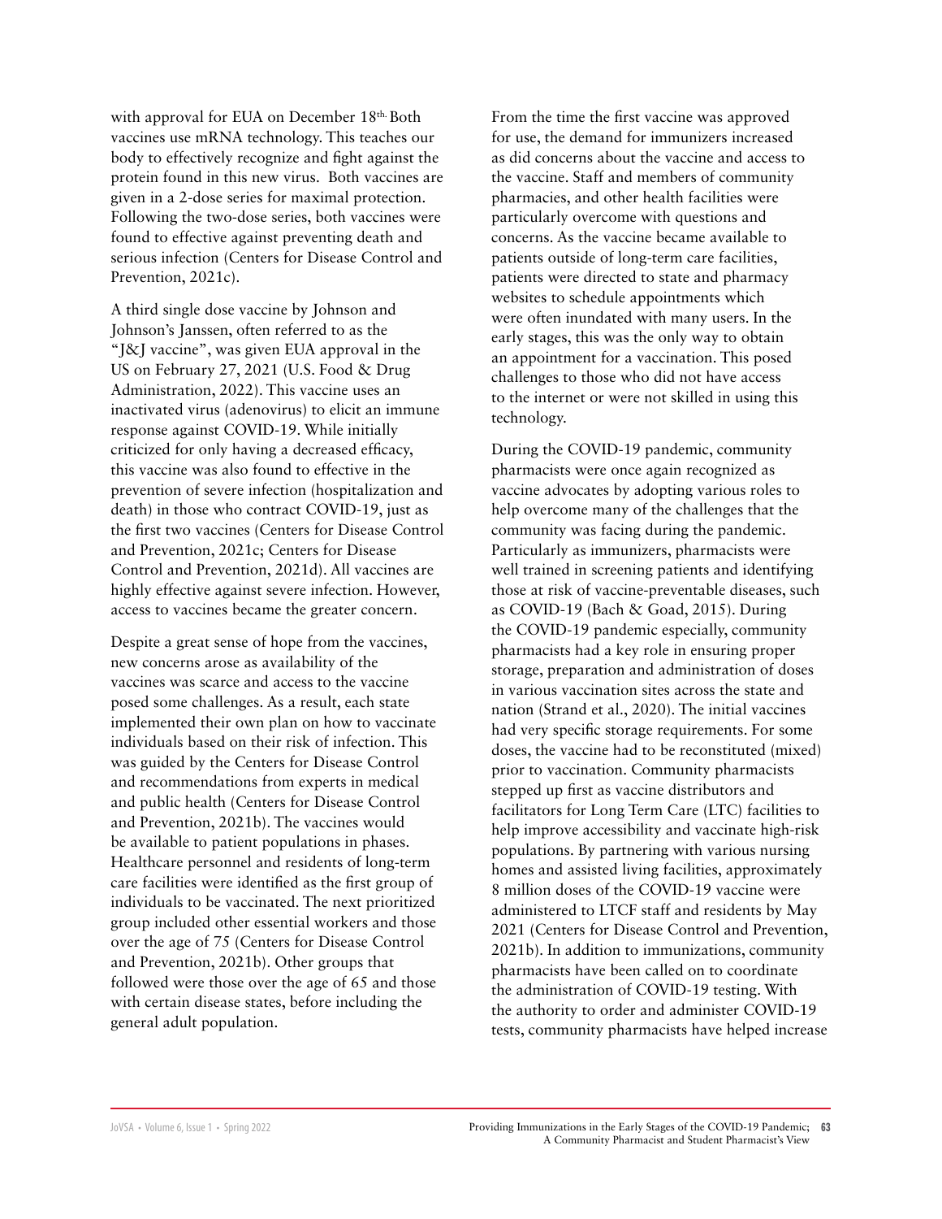with approval for EUA on December 18th. Both vaccines use mRNA technology. This teaches our body to effectively recognize and fight against the protein found in this new virus. Both vaccines are given in a 2-dose series for maximal protection. Following the two-dose series, both vaccines were found to effective against preventing death and serious infection (Centers for Disease Control and Prevention, 2021c).

A third single dose vaccine by Johnson and Johnson's Janssen, often referred to as the "J&J vaccine", was given EUA approval in the US on February 27, 2021 (U.S. Food & Drug Administration, 2022). This vaccine uses an inactivated virus (adenovirus) to elicit an immune response against COVID-19. While initially criticized for only having a decreased efficacy, this vaccine was also found to effective in the prevention of severe infection (hospitalization and death) in those who contract COVID-19, just as the first two vaccines (Centers for Disease Control and Prevention, 2021c; Centers for Disease Control and Prevention, 2021d). All vaccines are highly effective against severe infection. However, access to vaccines became the greater concern.

Despite a great sense of hope from the vaccines, new concerns arose as availability of the vaccines was scarce and access to the vaccine posed some challenges. As a result, each state implemented their own plan on how to vaccinate individuals based on their risk of infection. This was guided by the Centers for Disease Control and recommendations from experts in medical and public health (Centers for Disease Control and Prevention, 2021b). The vaccines would be available to patient populations in phases. Healthcare personnel and residents of long-term care facilities were identified as the first group of individuals to be vaccinated. The next prioritized group included other essential workers and those over the age of 75 (Centers for Disease Control and Prevention, 2021b). Other groups that followed were those over the age of 65 and those with certain disease states, before including the general adult population.

From the time the first vaccine was approved for use, the demand for immunizers increased as did concerns about the vaccine and access to the vaccine. Staff and members of community pharmacies, and other health facilities were particularly overcome with questions and concerns. As the vaccine became available to patients outside of long-term care facilities, patients were directed to state and pharmacy websites to schedule appointments which were often inundated with many users. In the early stages, this was the only way to obtain an appointment for a vaccination. This posed challenges to those who did not have access to the internet or were not skilled in using this technology.

During the COVID-19 pandemic, community pharmacists were once again recognized as vaccine advocates by adopting various roles to help overcome many of the challenges that the community was facing during the pandemic. Particularly as immunizers, pharmacists were well trained in screening patients and identifying those at risk of vaccine-preventable diseases, such as COVID-19 (Bach & Goad, 2015). During the COVID-19 pandemic especially, community pharmacists had a key role in ensuring proper storage, preparation and administration of doses in various vaccination sites across the state and nation (Strand et al., 2020). The initial vaccines had very specific storage requirements. For some doses, the vaccine had to be reconstituted (mixed) prior to vaccination. Community pharmacists stepped up first as vaccine distributors and facilitators for Long Term Care (LTC) facilities to help improve accessibility and vaccinate high-risk populations. By partnering with various nursing homes and assisted living facilities, approximately 8 million doses of the COVID-19 vaccine were administered to LTCF staff and residents by May 2021 (Centers for Disease Control and Prevention, 2021b). In addition to immunizations, community pharmacists have been called on to coordinate the administration of COVID-19 testing. With the authority to order and administer COVID-19 tests, community pharmacists have helped increase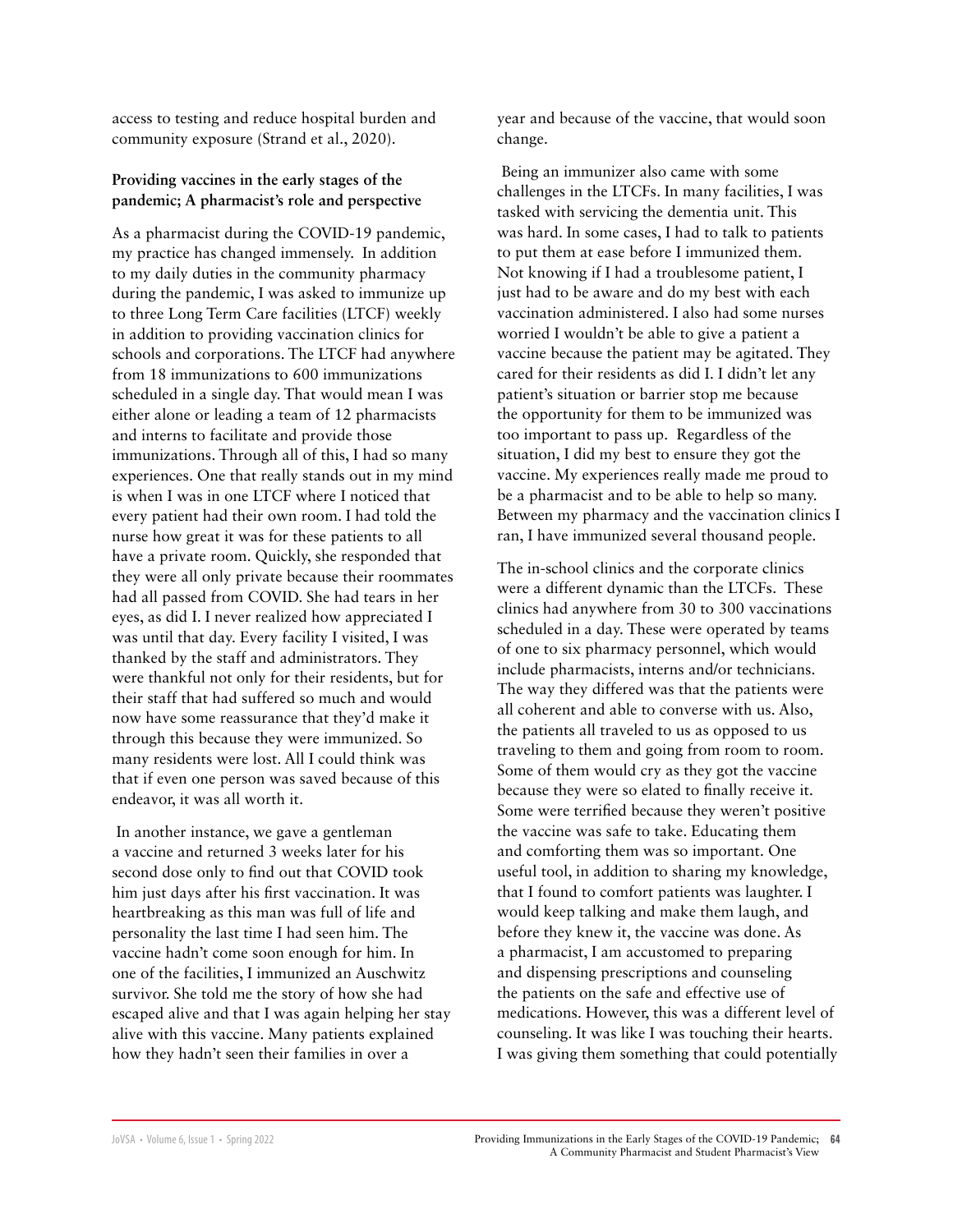access to testing and reduce hospital burden and community exposure (Strand et al., 2020).

**Providing vaccines in the early stages of the pandemic; A pharmacist's role and perspective**

As a pharmacist during the COVID-19 pandemic, my practice has changed immensely. In addition to my daily duties in the community pharmacy during the pandemic, I was asked to immunize up to three Long Term Care facilities (LTCF) weekly in addition to providing vaccination clinics for schools and corporations. The LTCF had anywhere from 18 immunizations to 600 immunizations scheduled in a single day. That would mean I was either alone or leading a team of 12 pharmacists and interns to facilitate and provide those immunizations. Through all of this, I had so many experiences. One that really stands out in my mind is when I was in one LTCF where I noticed that every patient had their own room. I had told the nurse how great it was for these patients to all have a private room. Quickly, she responded that they were all only private because their roommates had all passed from COVID. She had tears in her eyes, as did I. I never realized how appreciated I was until that day. Every facility I visited, I was thanked by the staff and administrators. They were thankful not only for their residents, but for their staff that had suffered so much and would now have some reassurance that they'd make it through this because they were immunized. So many residents were lost. All I could think was that if even one person was saved because of this endeavor, it was all worth it.

In another instance, we gave a gentleman a vaccine and returned 3 weeks later for his second dose only to find out that COVID took him just days after his first vaccination. It was heartbreaking as this man was full of life and personality the last time I had seen him. The vaccine hadn't come soon enough for him. In one of the facilities, I immunized an Auschwitz survivor. She told me the story of how she had escaped alive and that I was again helping her stay alive with this vaccine. Many patients explained how they hadn't seen their families in over a year and because of the vaccine, that would soon change.

Being an immunizer also came with some challenges in the LTCFs. In many facilities, I was tasked with servicing the dementia unit. This was hard. In some cases, I had to talk to patients to put them at ease before I immunized them. Not knowing if I had a troublesome patient, I just had to be aware and do my best with each vaccination administered. I also had some nurses worried I wouldn't be able to give a patient a vaccine because the patient may be agitated. They cared for their residents as did I. I didn't let any patient's situation or barrier stop me because the opportunity for them to be immunized was too important to pass up. Regardless of the situation, I did my best to ensure they got the vaccine. My experiences really made me proud to be a pharmacist and to be able to help so many. Between my pharmacy and the vaccination clinics I ran, I have immunized several thousand people.

The in-school clinics and the corporate clinics were a different dynamic than the LTCFs. These clinics had anywhere from 30 to 300 vaccinations scheduled in a day. These were operated by teams of one to six pharmacy personnel, which would include pharmacists, interns and/or technicians. The way they differed was that the patients were all coherent and able to converse with us. Also, the patients all traveled to us as opposed to us traveling to them and going from room to room. Some of them would cry as they got the vaccine because they were so elated to finally receive it. Some were terrified because they weren't positive the vaccine was safe to take. Educating them and comforting them was so important. One useful tool, in addition to sharing my knowledge, that I found to comfort patients was laughter. I would keep talking and make them laugh, and before they knew it, the vaccine was done. As a pharmacist, I am accustomed to preparing and dispensing prescriptions and counseling the patients on the safe and effective use of medications. However, this was a different level of counseling. It was like I was touching their hearts. I was giving them something that could potentially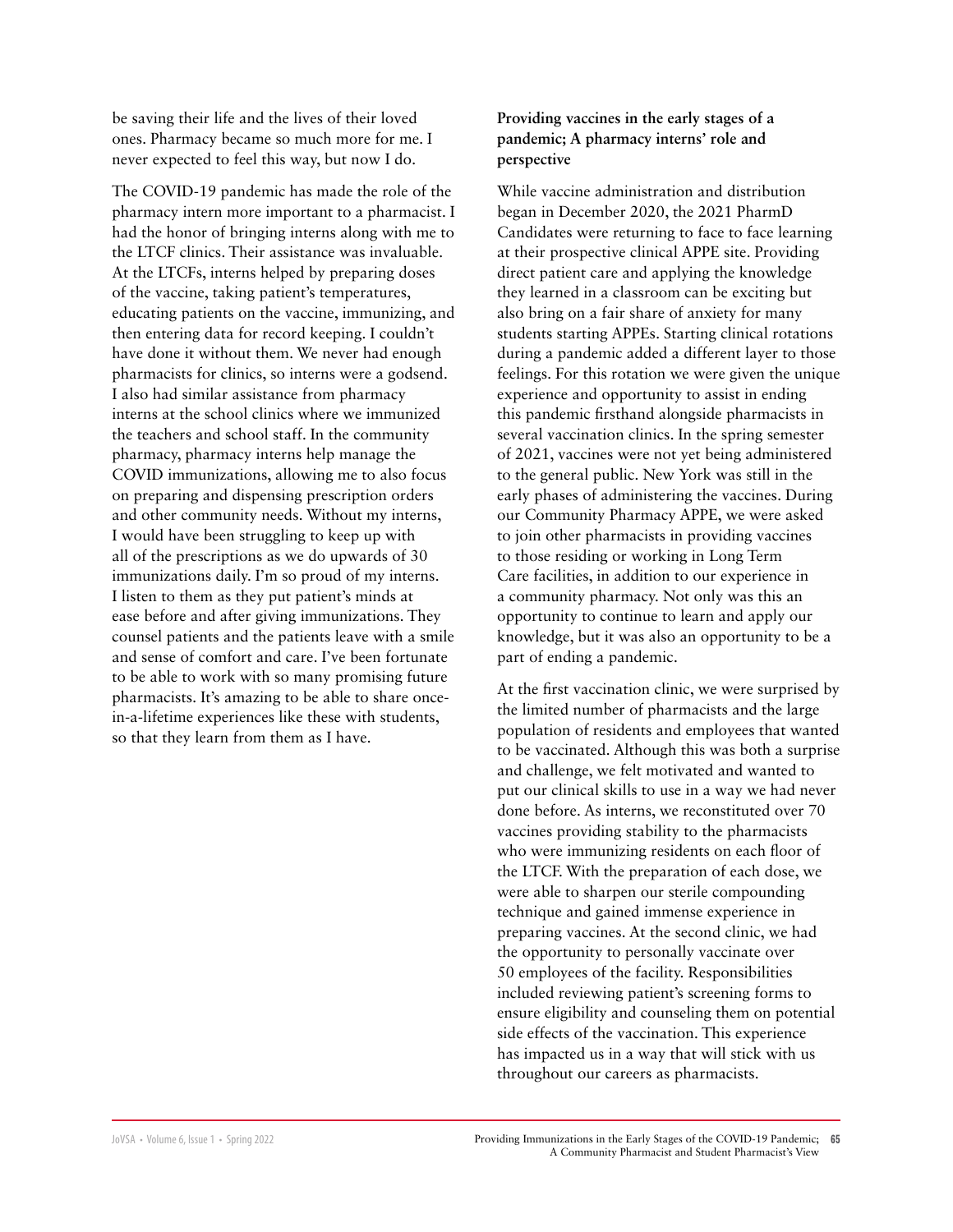be saving their life and the lives of their loved ones. Pharmacy became so much more for me. I never expected to feel this way, but now I do.

The COVID-19 pandemic has made the role of the pharmacy intern more important to a pharmacist. I had the honor of bringing interns along with me to the LTCF clinics. Their assistance was invaluable. At the LTCFs, interns helped by preparing doses of the vaccine, taking patient's temperatures, educating patients on the vaccine, immunizing, and then entering data for record keeping. I couldn't have done it without them. We never had enough pharmacists for clinics, so interns were a godsend. I also had similar assistance from pharmacy interns at the school clinics where we immunized the teachers and school staff. In the community pharmacy, pharmacy interns help manage the COVID immunizations, allowing me to also focus on preparing and dispensing prescription orders and other community needs. Without my interns, I would have been struggling to keep up with all of the prescriptions as we do upwards of 30 immunizations daily. I'm so proud of my interns. I listen to them as they put patient's minds at ease before and after giving immunizations. They counsel patients and the patients leave with a smile and sense of comfort and care. I've been fortunate to be able to work with so many promising future pharmacists. It's amazing to be able to share once-in-a-lifetime experiences like these with students, so that they learn from them as I have.

**Providing vaccines in the early stages of a pandemic; A pharmacy interns' role and perspective**

While vaccine administration and distribution began in December 2020, the 2021 PharmD Candidates were returning to face to face learning at their prospective clinical APPE site. Providing direct patient care and applying the knowledge they learned in a classroom can be exciting but also bring on a fair share of anxiety for many students starting APPEs. Starting clinical rotations during a pandemic added a different layer to those feelings. For this rotation we were given the unique experience and opportunity to assist in ending this pandemic firsthand alongside pharmacists in several vaccination clinics. In the spring semester of 2021, vaccines were not yet being administered to the general public. New York was still in the early phases of administering the vaccines. During our Community Pharmacy APPE, we were asked to join other pharmacists in providing vaccines to those residing or working in Long Term Care facilities, in addition to our experience in a community pharmacy. Not only was this an opportunity to continue to learn and apply our knowledge, but it was also an opportunity to be a part of ending a pandemic.

At the first vaccination clinic, we were surprised by the limited number of pharmacists and the large population of residents and employees that wanted to be vaccinated. Although this was both a surprise and challenge, we felt motivated and wanted to put our clinical skills to use in a way we had never done before. As interns, we reconstituted over 70 vaccines providing stability to the pharmacists who were immunizing residents on each floor of the LTCF. With the preparation of each dose, we were able to sharpen our sterile compounding technique and gained immense experience in preparing vaccines. At the second clinic, we had the opportunity to personally vaccinate over 50 employees of the facility. Responsibilities included reviewing patient's screening forms to ensure eligibility and counseling them on potential side effects of the vaccination. This experience has impacted us in a way that will stick with us throughout our careers as pharmacists.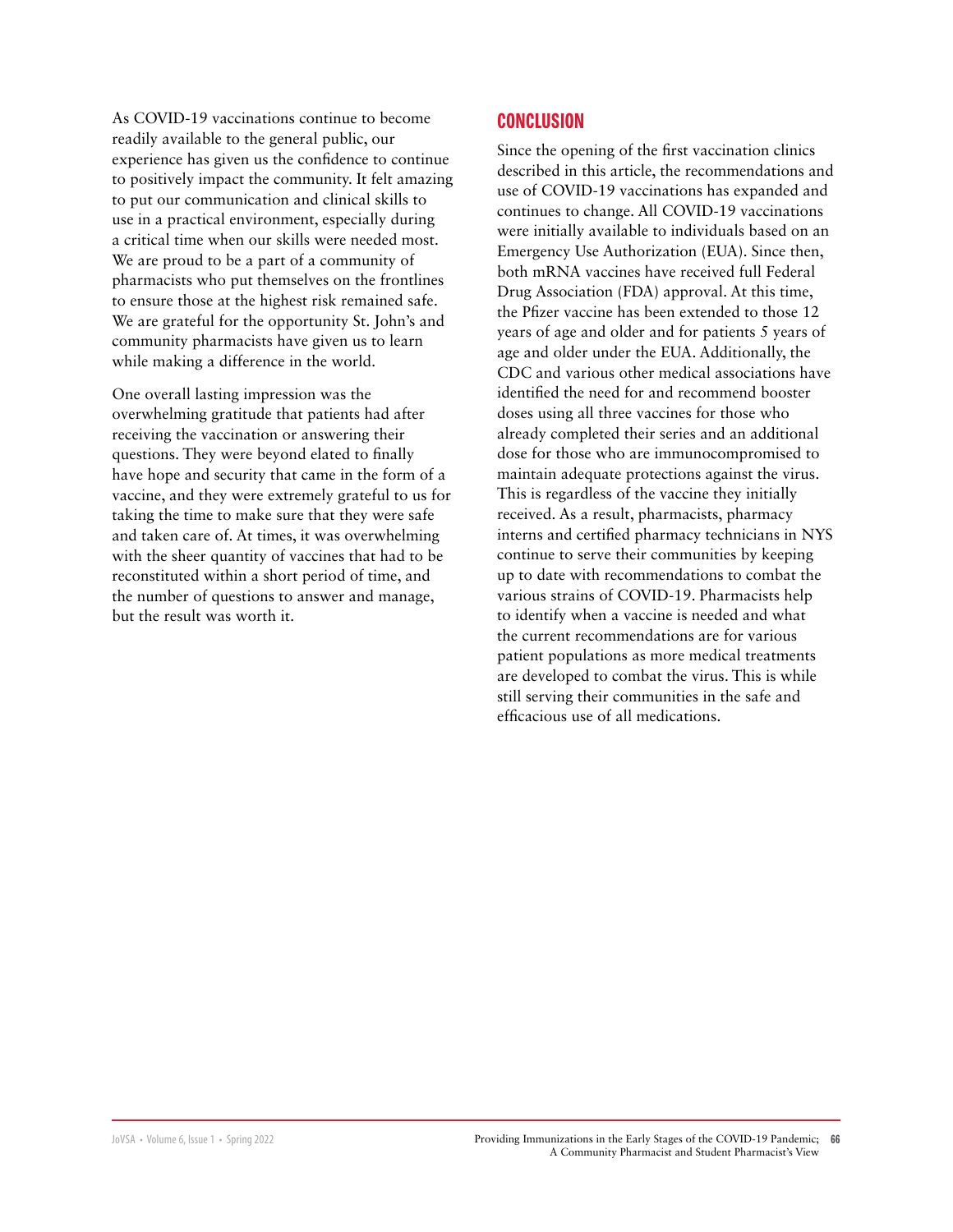As COVID-19 vaccinations continue to become readily available to the general public, our experience has given us the confidence to continue to positively impact the community. It felt amazing to put our communication and clinical skills to use in a practical environment, especially during a critical time when our skills were needed most. We are proud to be a part of a community of pharmacists who put themselves on the frontlines to ensure those at the highest risk remained safe. We are grateful for the opportunity St. John's and community pharmacists have given us to learn while making a difference in the world.

One overall lasting impression was the overwhelming gratitude that patients had after receiving the vaccination or answering their questions. They were beyond elated to finally have hope and security that came in the form of a vaccine, and they were extremely grateful to us for taking the time to make sure that they were safe and taken care of. At times, it was overwhelming with the sheer quantity of vaccines that had to be reconstituted within a short period of time, and the number of questions to answer and manage, but the result was worth it.

## CONCLUSION

Since the opening of the first vaccination clinics described in this article, the recommendations and use of COVID-19 vaccinations has expanded and continues to change. All COVID-19 vaccinations were initially available to individuals based on an Emergency Use Authorization (EUA). Since then, both mRNA vaccines have received full Federal Drug Association (FDA) approval. At this time, the Pfizer vaccine has been extended to those 12 years of age and older and for patients 5 years of age and older under the EUA. Additionally, the CDC and various other medical associations have identified the need for and recommend booster doses using all three vaccines for those who already completed their series and an additional dose for those who are immunocompromised to maintain adequate protections against the virus. This is regardless of the vaccine they initially received. As a result, pharmacists, pharmacy interns and certified pharmacy technicians in NYS continue to serve their communities by keeping up to date with recommendations to combat the various strains of COVID-19. Pharmacists help to identify when a vaccine is needed and what the current recommendations are for various patient populations as more medical treatments are developed to combat the virus. This is while still serving their communities in the safe and efficacious use of all medications.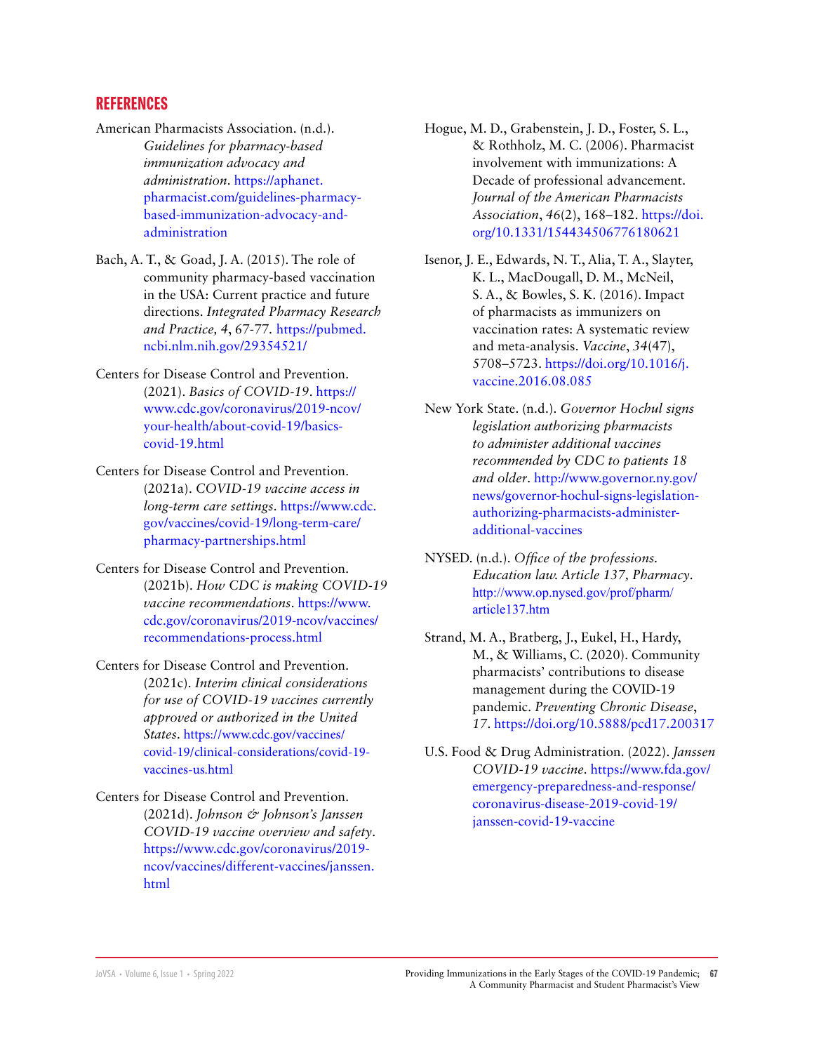## REFERENCES

American Pharmacists Association. (n.d.). *Guidelines for pharmacy-based immunization advocacy and administration*. https://aphanet.pharmacist.com/guidelines-pharmacy-based-immunization-advocacy-and-administration

Bach, A. T., & Goad, J. A. (2015). The role of community pharmacy-based vaccination in the USA: Current practice and future directions. *Integrated Pharmacy Research and Practice, 4*, 67-77. https://pubmed.ncbi.nlm.nih.gov/29354521/

Centers for Disease Control and Prevention. (2021). *Basics of COVID-19*. https://www.cdc.gov/coronavirus/2019-ncov/your-health/about-covid-19/basics-covid-19.html

Centers for Disease Control and Prevention. (2021a). *COVID-19 vaccine access in long-term care settings*. https://www.cdc.gov/vaccines/covid-19/long-term-care/pharmacy-partnerships.html

Centers for Disease Control and Prevention. (2021b). *How CDC is making COVID-19 vaccine recommendations*. https://www.cdc.gov/coronavirus/2019-ncov/vaccines/recommendations-process.html

Centers for Disease Control and Prevention. (2021c). *Interim clinical considerations for use of COVID-19 vaccines currently approved or authorized in the United States*. https://www.cdc.gov/vaccines/covid-19/clinical-considerations/covid-19-vaccines-us.html

Centers for Disease Control and Prevention. (2021d). *Johnson & Johnson's Janssen COVID-19 vaccine overview and safety*. https://www.cdc.gov/coronavirus/2019-ncov/vaccines/different-vaccines/janssen.html

Hogue, M. D., Grabenstein, J. D., Foster, S. L., & Rothholz, M. C. (2006). Pharmacist involvement with immunizations: A Decade of professional advancement. *Journal of the American Pharmacists Association*, *46*(2), 168–182. https://doi.org/10.1331/154434506776180621

Isenor, J. E., Edwards, N. T., Alia, T. A., Slayter, K. L., MacDougall, D. M., McNeil, S. A., & Bowles, S. K. (2016). Impact of pharmacists as immunizers on vaccination rates: A systematic review and meta-analysis. *Vaccine*, *34*(47), 5708–5723. https://doi.org/10.1016/j.vaccine.2016.08.085

New York State. (n.d.). *Governor Hochul signs legislation authorizing pharmacists to administer additional vaccines recommended by CDC to patients 18 and older*. http://www.governor.ny.gov/news/governor-hochul-signs-legislation-authorizing-pharmacists-administer-additional-vaccines

NYSED. (n.d.). *Office of the professions. Education law. Article 137, Pharmacy*. http://www.op.nysed.gov/prof/pharm/article137.htm

Strand, M. A., Bratberg, J., Eukel, H., Hardy, M., & Williams, C. (2020). Community pharmacists' contributions to disease management during the COVID-19 pandemic. *Preventing Chronic Disease*, *17*. https://doi.org/10.5888/pcd17.200317

U.S. Food & Drug Administration. (2022). *Janssen COVID-19 vaccine*. https://www.fda.gov/emergency-preparedness-and-response/coronavirus-disease-2019-covid-19/janssen-covid-19-vaccine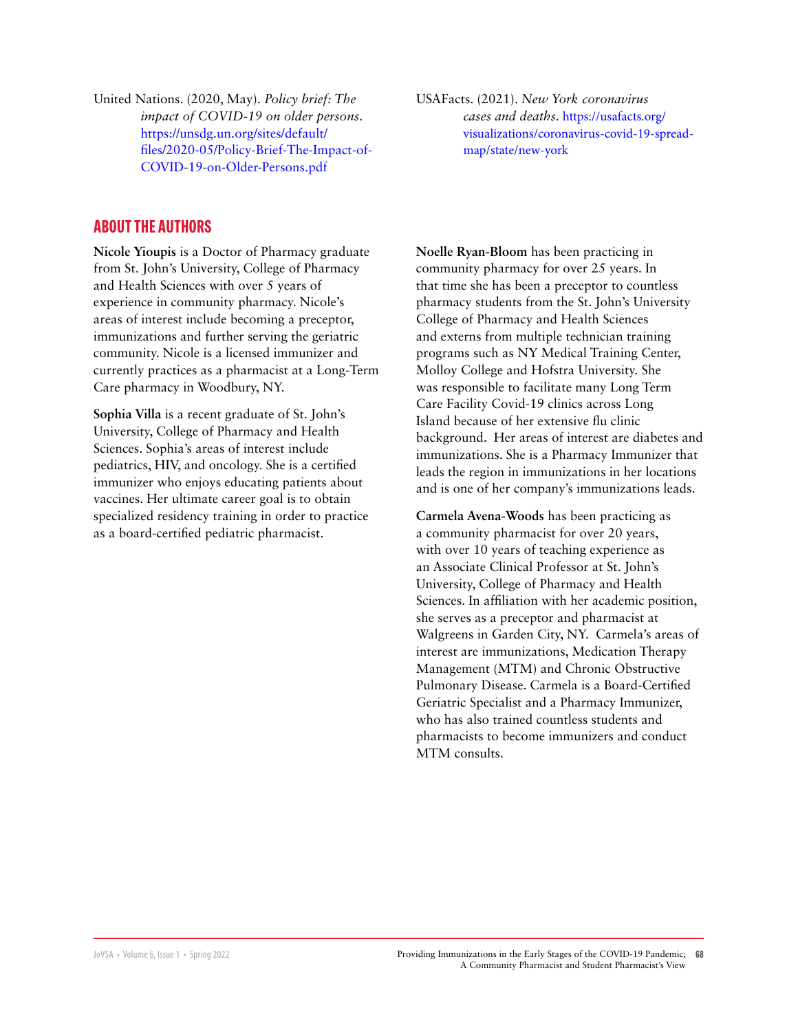United Nations. (2020, May). *Policy brief: The impact of COVID-19 on older persons*. https://unsdg.un.org/sites/default/files/2020-05/Policy-Brief-The-Impact-of-COVID-19-on-Older-Persons.pdf

USAFacts. (2021). *New York coronavirus cases and deaths*. https://usafacts.org/visualizations/coronavirus-covid-19-spread-map/state/new-york

## ABOUT THE AUTHORS

**Nicole Yioupis** is a Doctor of Pharmacy graduate from St. John's University, College of Pharmacy and Health Sciences with over 5 years of experience in community pharmacy. Nicole's areas of interest include becoming a preceptor, immunizations and further serving the geriatric community. Nicole is a licensed immunizer and currently practices as a pharmacist at a Long-Term Care pharmacy in Woodbury, NY.

**Sophia Villa** is a recent graduate of St. John's University, College of Pharmacy and Health Sciences. Sophia's areas of interest include pediatrics, HIV, and oncology. She is a certified immunizer who enjoys educating patients about vaccines. Her ultimate career goal is to obtain specialized residency training in order to practice as a board-certified pediatric pharmacist.

**Noelle Ryan-Bloom** has been practicing in community pharmacy for over 25 years. In that time she has been a preceptor to countless pharmacy students from the St. John's University College of Pharmacy and Health Sciences and externs from multiple technician training programs such as NY Medical Training Center, Molloy College and Hofstra University. She was responsible to facilitate many Long Term Care Facility Covid-19 clinics across Long Island because of her extensive flu clinic background. Her areas of interest are diabetes and immunizations. She is a Pharmacy Immunizer that leads the region in immunizations in her locations and is one of her company's immunizations leads.

**Carmela Avena-Woods** has been practicing as a community pharmacist for over 20 years, with over 10 years of teaching experience as an Associate Clinical Professor at St. John's University, College of Pharmacy and Health Sciences. In affiliation with her academic position, she serves as a preceptor and pharmacist at Walgreens in Garden City, NY. Carmela's areas of interest are immunizations, Medication Therapy Management (MTM) and Chronic Obstructive Pulmonary Disease. Carmela is a Board-Certified Geriatric Specialist and a Pharmacy Immunizer, who has also trained countless students and pharmacists to become immunizers and conduct MTM consults.